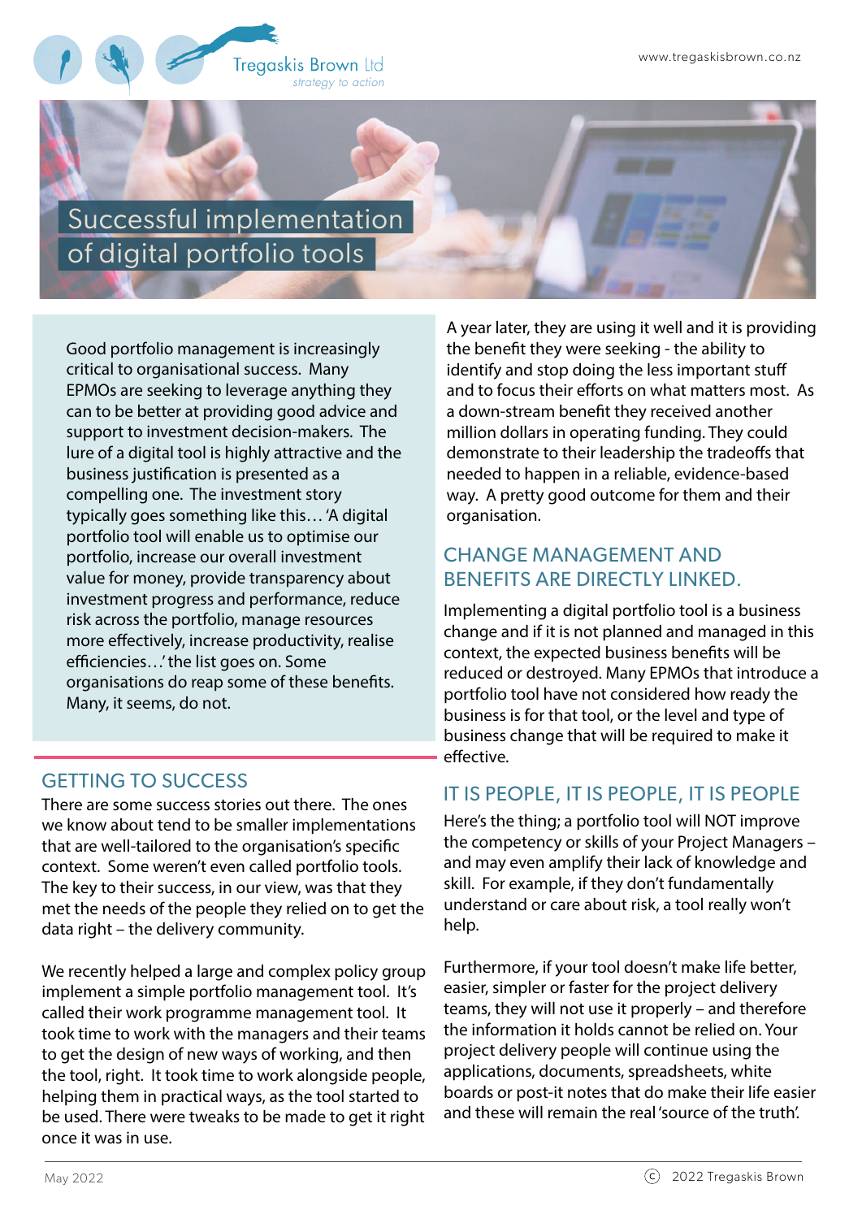# Successful implementation of digital portfolio tools

Good portfolio management is increasingly critical to organisational success. Many EPMOs are seeking to leverage anything they can to be better at providing good advice and support to investment decision-makers. The lure of a digital tool is highly attractive and the business justification is presented as a compelling one. The investment story typically goes something like this… 'A digital portfolio tool will enable us to optimise our portfolio, increase our overall investment value for money, provide transparency about investment progress and performance, reduce risk across the portfolio, manage resources more effectively, increase productivity, realise efficiencies…' the list goes on. Some organisations do reap some of these benefits. Many, it seems, do not.

## GETTING TO SUCCESS

There are some success stories out there. The ones we know about tend to be smaller implementations that are well-tailored to the organisation's specific context. Some weren't even called portfolio tools. The key to their success, in our view, was that they met the needs of the people they relied on to get the data right – the delivery community.

We recently helped a large and complex policy group implement a simple portfolio management tool. It's called their work programme management tool. It took time to work with the managers and their teams to get the design of new ways of working, and then the tool, right. It took time to work alongside people, helping them in practical ways, as the tool started to be used. There were tweaks to be made to get it right once it was in use.

A year later, they are using it well and it is providing the benefit they were seeking - the ability to identify and stop doing the less important stuff and to focus their efforts on what matters most. As a down-stream benefit they received another million dollars in operating funding. They could demonstrate to their leadership the tradeoffs that needed to happen in a reliable, evidence-based way. A pretty good outcome for them and their organisation.

## CHANGE MANAGEMENT AND BENEFITS ARE DIRECTLY LINKED.

Implementing a digital portfolio tool is a business change and if it is not planned and managed in this context, the expected business benefits will be reduced or destroyed. Many EPMOs that introduce a portfolio tool have not considered how ready the business is for that tool, or the level and type of business change that will be required to make it effective.

## IT IS PEOPLE, IT IS PEOPLE, IT IS PEOPLE

Here's the thing; a portfolio tool will NOT improve the competency or skills of your Project Managers – and may even amplify their lack of knowledge and skill. For example, if they don't fundamentally understand or care about risk, a tool really won't help.

Furthermore, if your tool doesn't make life better, easier, simpler or faster for the project delivery teams, they will not use it properly – and therefore the information it holds cannot be relied on. Your project delivery people will continue using the applications, documents, spreadsheets, white boards or post-it notes that do make their life easier and these will remain the real 'source of the truth'.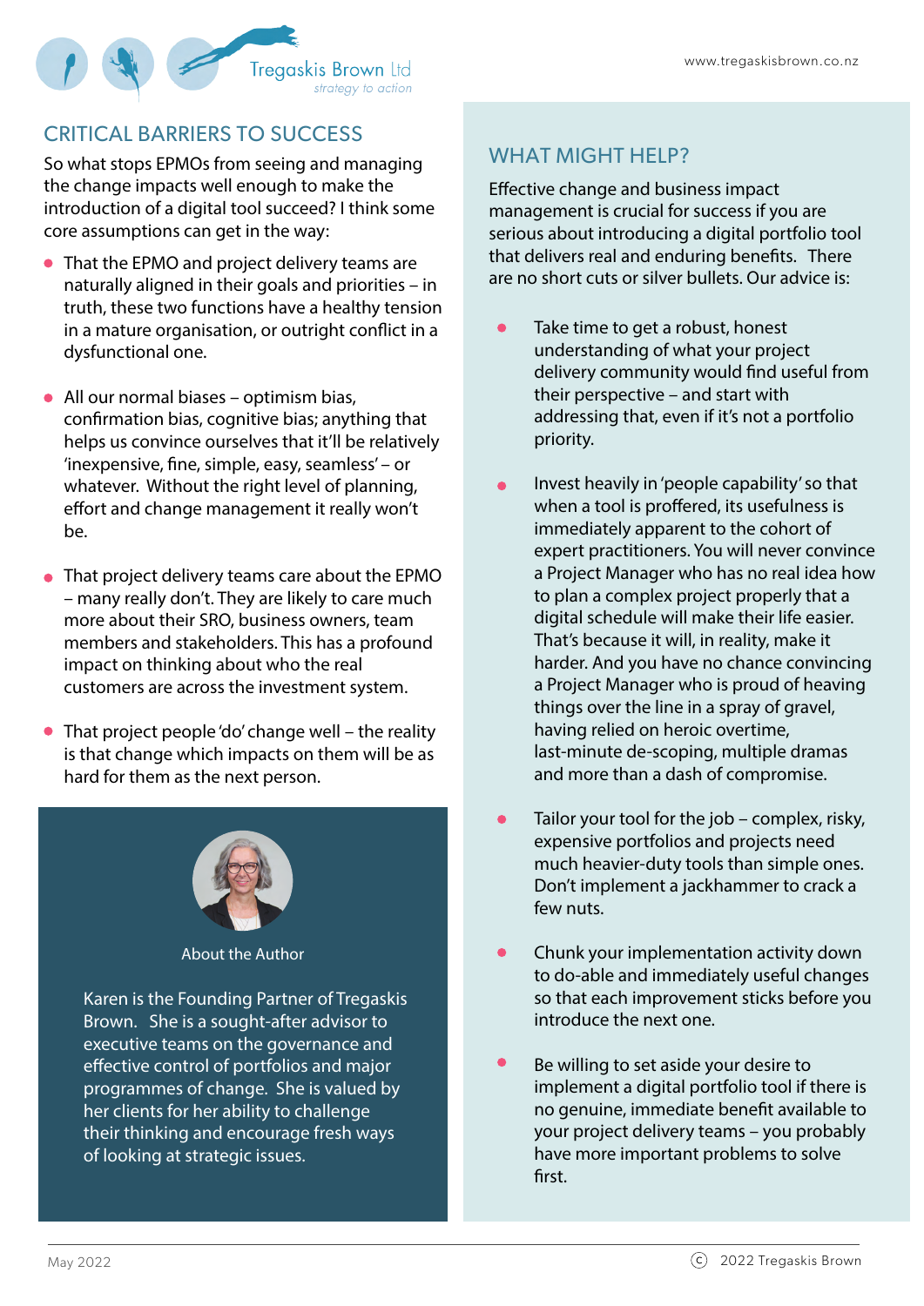## CRITICAL BARRIERS TO SUCCESS

So what stops EPMOs from seeing and managing the change impacts well enough to make the introduction of a digital tool succeed? I think some core assumptions can get in the way:

- That the EPMO and project delivery teams are naturally aligned in their goals and priorities – in truth, these two functions have a healthy tension in a mature organisation, or outright conflict in a dysfunctional one.
- All our normal biases – optimism bias, confirmation bias, cognitive bias; anything that helps us convince ourselves that it'll be relatively 'inexpensive, fine, simple, easy, seamless' – or whatever. Without the right level of planning, effort and change management it really won't be.
- That project delivery teams care about the EPMO – many really don't. They are likely to care much more about their SRO, business owners, team members and stakeholders. This has a profound impact on thinking about who the real customers are across the investment system.
- That project people 'do' change well – the reality is that change which impacts on them will be as hard for them as the next person.

About the Author

Karen is the Founding Partner of Tregaskis Brown. She is a sought-after advisor to executive teams on the governance and effective control of portfolios and major programmes of change. She is valued by her clients for her ability to challenge their thinking and encourage fresh ways of looking at strategic issues.

## WHAT MIGHT HELP?

Effective change and business impact management is crucial for success if you are serious about introducing a digital portfolio tool that delivers real and enduring benefits. There are no short cuts or silver bullets. Our advice is:

- Take time to get a robust, honest understanding of what your project delivery community would find useful from their perspective – and start with addressing that, even if it's not a portfolio priority.
- Invest heavily in 'people capability' so that when a tool is proffered, its usefulness is immediately apparent to the cohort of expert practitioners. You will never convince a Project Manager who has no real idea how to plan a complex project properly that a digital schedule will make their life easier. That's because it will, in reality, make it harder. And you have no chance convincing a Project Manager who is proud of heaving things over the line in a spray of gravel, having relied on heroic overtime, last-minute de-scoping, multiple dramas and more than a dash of compromise.
- Tailor your tool for the job – complex, risky, expensive portfolios and projects need much heavier-duty tools than simple ones. Don't implement a jackhammer to crack a few nuts.
- Chunk your implementation activity down to do-able and immediately useful changes so that each improvement sticks before you introduce the next one.
- Be willing to set aside your desire to implement a digital portfolio tool if there is no genuine, immediate benefit available to your project delivery teams – you probably have more important problems to solve first.